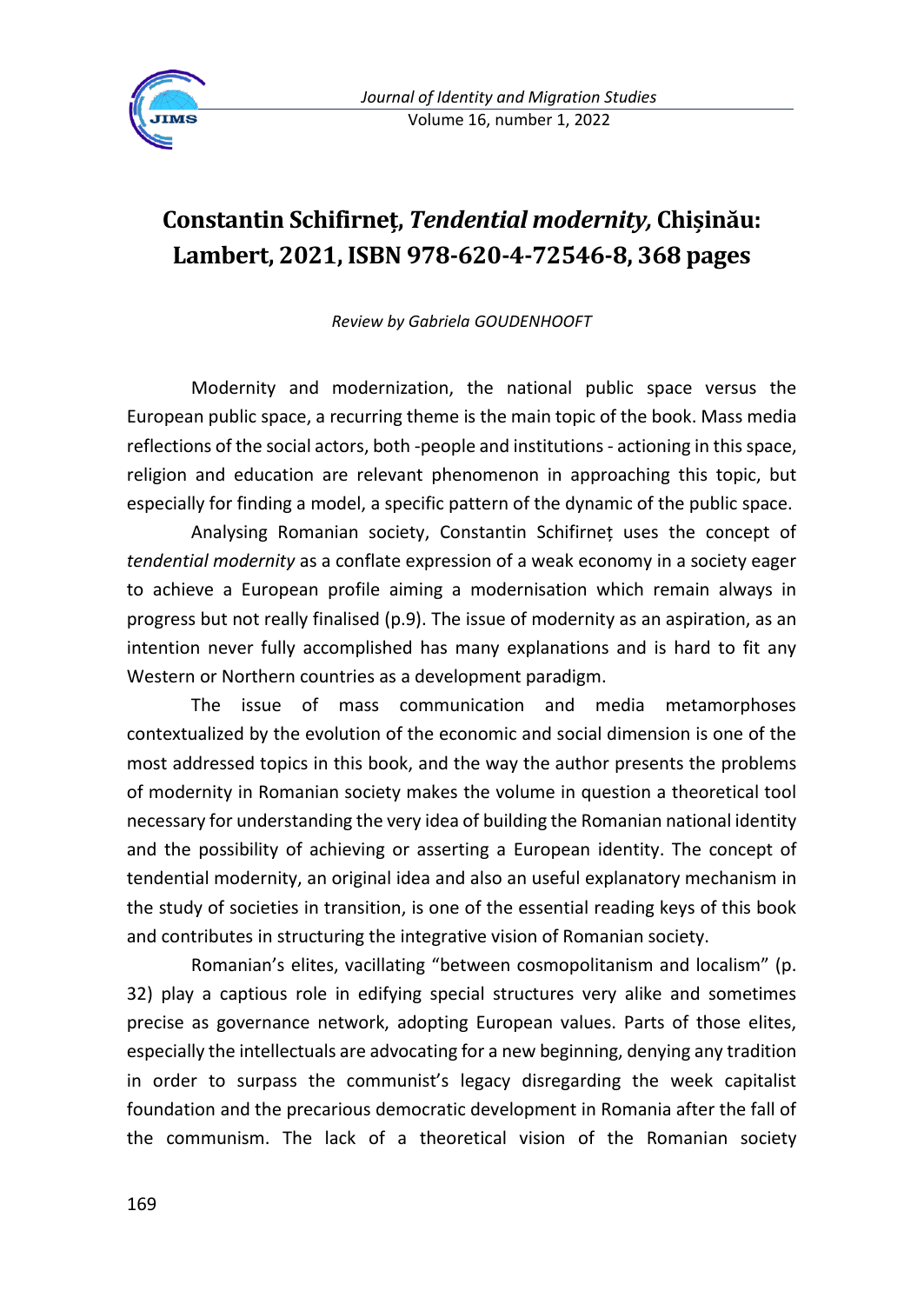# Constantin Schifirneţ, *Tendential modernity,* Chișinău: Lambert, 2021, ISBN 978-620-4-72546-8, 368 pages

*Review by Gabriela GOUDENHOOFT*

Modernity and modernization, the national public space versus the European public space, a recurring theme is the main topic of the book. Mass media reflections of the social actors, both -people and institutions - actioning in this space, religion and education are relevant phenomenon in approaching this topic, but especially for finding a model, a specific pattern of the dynamic of the public space.

Analysing Romanian society, Constantin Schifirneț uses the concept of *tendential modernity* as a conflate expression of a weak economy in a society eager to achieve a European profile aiming a modernisation which remain always in progress but not really finalised (p.9). The issue of modernity as an aspiration, as an intention never fully accomplished has many explanations and is hard to fit any Western or Northern countries as a development paradigm.

The issue of mass communication and media metamorphoses contextualized by the evolution of the economic and social dimension is one of the most addressed topics in this book, and the way the author presents the problems of modernity in Romanian society makes the volume in question a theoretical tool necessary for understanding the very idea of building the Romanian national identity and the possibility of achieving or asserting a European identity. The concept of tendential modernity, an original idea and also an useful explanatory mechanism in the study of societies in transition, is one of the essential reading keys of this book and contributes in structuring the integrative vision of Romanian society.

Romanian's elites, vacillating "between cosmopolitanism and localism" (p. 32) play a captious role in edifying special structures very alike and sometimes precise as governance network, adopting European values. Parts of those elites, especially the intellectuals are advocating for a new beginning, denying any tradition in order to surpass the communist's legacy disregarding the week capitalist foundation and the precarious democratic development in Romania after the fall of the communism. The lack of a theoretical vision of the Romanian society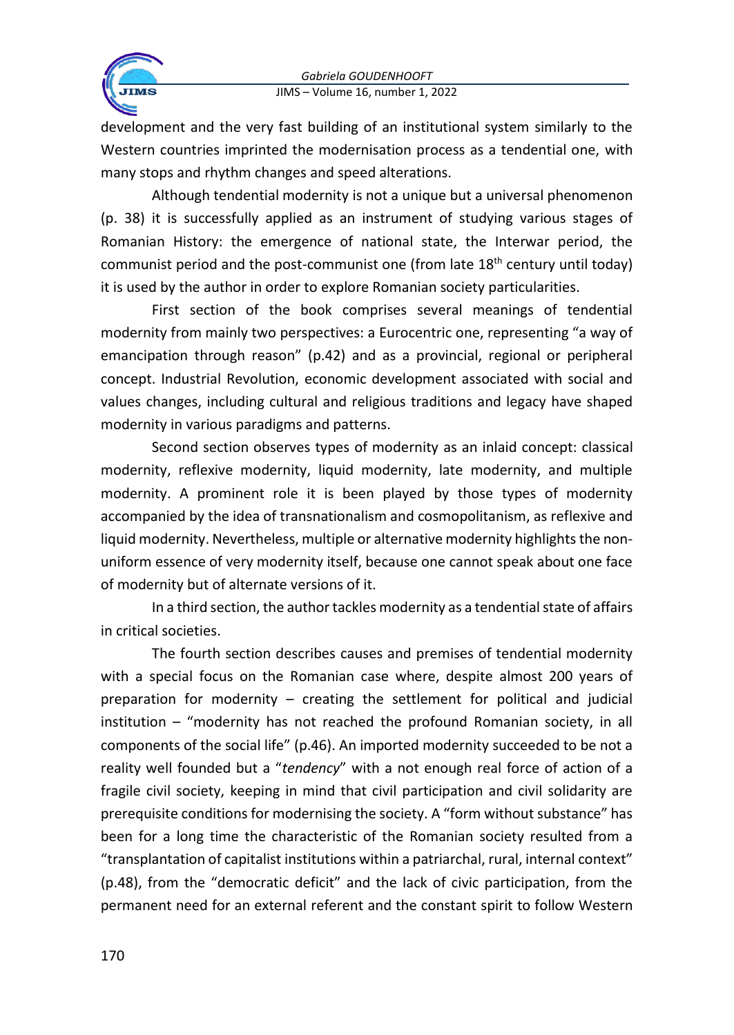development and the very fast building of an institutional system similarly to the Western countries imprinted the modernisation process as a tendential one, with many stops and rhythm changes and speed alterations.

Although tendential modernity is not a unique but a universal phenomenon (p. 38) it is successfully applied as an instrument of studying various stages of Romanian History: the emergence of national state, the Interwar period, the communist period and the post-communist one (from late 18th century until today) it is used by the author in order to explore Romanian society particularities.

First section of the book comprises several meanings of tendential modernity from mainly two perspectives: a Eurocentric one, representing "a way of emancipation through reason" (p.42) and as a provincial, regional or peripheral concept. Industrial Revolution, economic development associated with social and values changes, including cultural and religious traditions and legacy have shaped modernity in various paradigms and patterns.

Second section observes types of modernity as an inlaid concept: classical modernity, reflexive modernity, liquid modernity, late modernity, and multiple modernity. A prominent role it is been played by those types of modernity accompanied by the idea of transnationalism and cosmopolitanism, as reflexive and liquid modernity. Nevertheless, multiple or alternative modernity highlights the non-uniform essence of very modernity itself, because one cannot speak about one face of modernity but of alternate versions of it.

In a third section, the author tackles modernity as a tendential state of affairs in critical societies.

The fourth section describes causes and premises of tendential modernity with a special focus on the Romanian case where, despite almost 200 years of preparation for modernity – creating the settlement for political and judicial institution – "modernity has not reached the profound Romanian society, in all components of the social life" (p.46). An imported modernity succeeded to be not a reality well founded but a "*tendency*" with a not enough real force of action of a fragile civil society, keeping in mind that civil participation and civil solidarity are prerequisite conditions for modernising the society. A "form without substance" has been for a long time the characteristic of the Romanian society resulted from a "transplantation of capitalist institutions within a patriarchal, rural, internal context" (p.48), from the "democratic deficit" and the lack of civic participation, from the permanent need for an external referent and the constant spirit to follow Western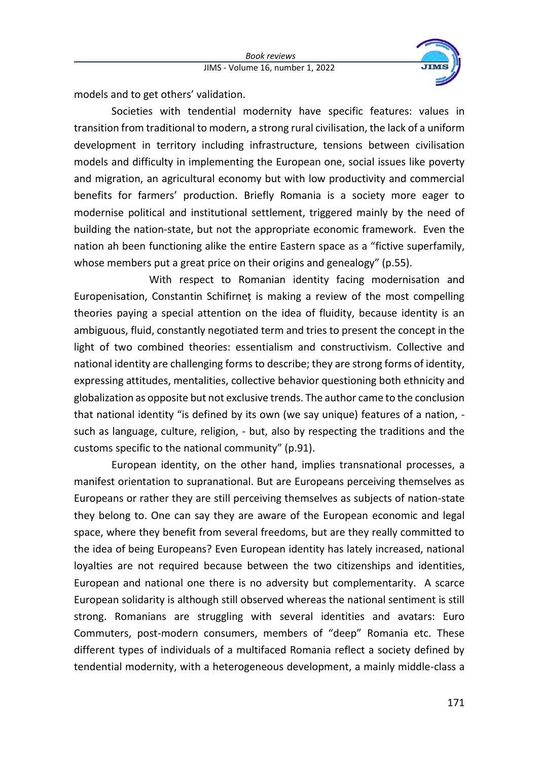models and to get others' validation.

Societies with tendential modernity have specific features: values in transition from traditional to modern, a strong rural civilisation, the lack of a uniform development in territory including infrastructure, tensions between civilisation models and difficulty in implementing the European one, social issues like poverty and migration, an agricultural economy but with low productivity and commercial benefits for farmers' production. Briefly Romania is a society more eager to modernise political and institutional settlement, triggered mainly by the need of building the nation-state, but not the appropriate economic framework. Even the nation ah been functioning alike the entire Eastern space as a "fictive superfamily, whose members put a great price on their origins and genealogy" (p.55).

With respect to Romanian identity facing modernisation and Europenisation, Constantin Schifirneț is making a review of the most compelling theories paying a special attention on the idea of fluidity, because identity is an ambiguous, fluid, constantly negotiated term and tries to present the concept in the light of two combined theories: essentialism and constructivism. Collective and national identity are challenging forms to describe; they are strong forms of identity, expressing attitudes, mentalities, collective behavior questioning both ethnicity and globalization as opposite but not exclusive trends. The author came to the conclusion that national identity "is defined by its own (we say unique) features of a nation, - such as language, culture, religion, - but, also by respecting the traditions and the customs specific to the national community" (p.91).

European identity, on the other hand, implies transnational processes, a manifest orientation to supranational. But are Europeans perceiving themselves as Europeans or rather they are still perceiving themselves as subjects of nation-state they belong to. One can say they are aware of the European economic and legal space, where they benefit from several freedoms, but are they really committed to the idea of being Europeans? Even European identity has lately increased, national loyalties are not required because between the two citizenships and identities, European and national one there is no adversity but complementarity. A scarce European solidarity is although still observed whereas the national sentiment is still strong. Romanians are struggling with several identities and avatars: Euro Commuters, post-modern consumers, members of "deep" Romania etc. These different types of individuals of a multifaced Romania reflect a society defined by tendential modernity, with a heterogeneous development, a mainly middle-class a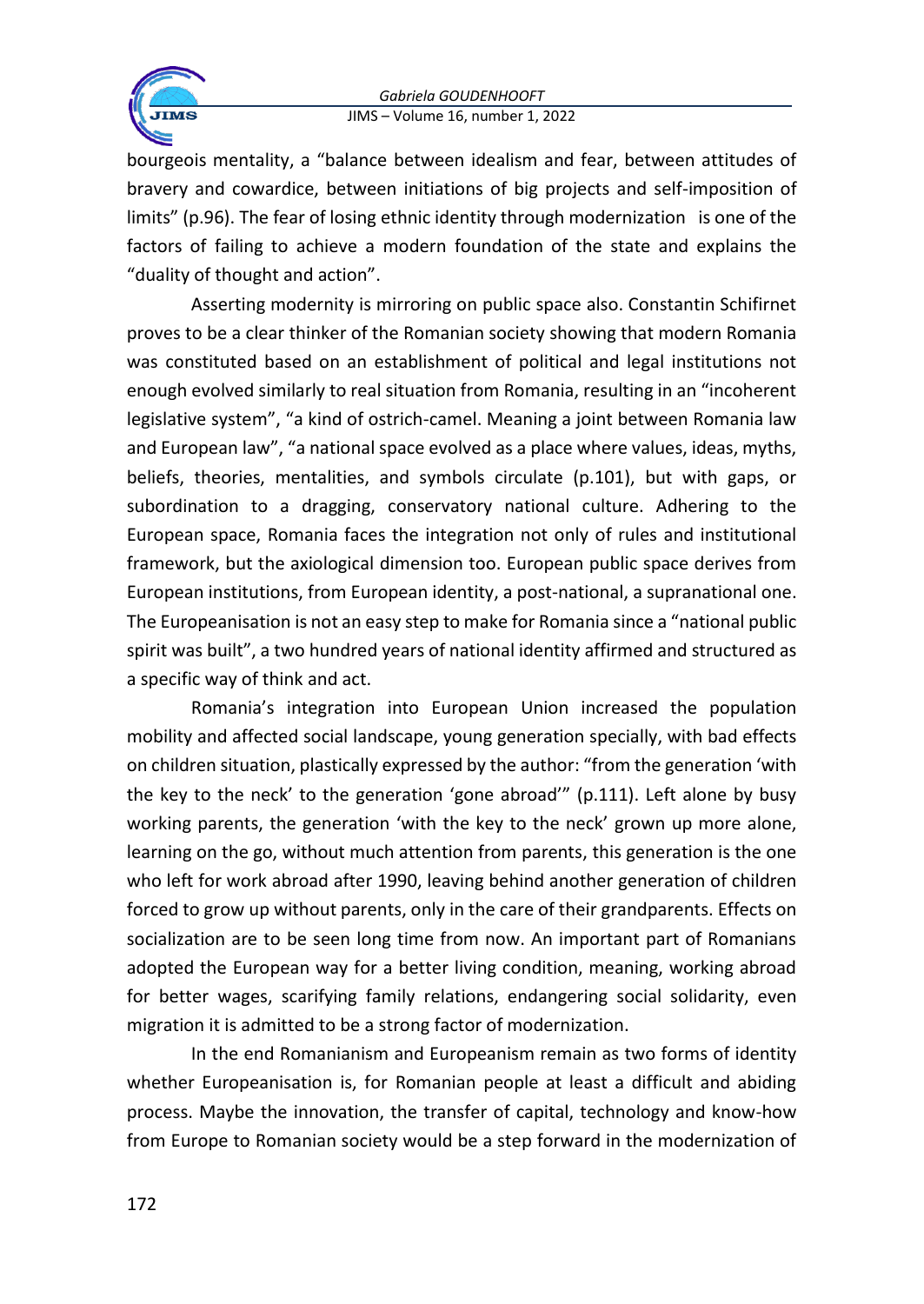bourgeois mentality, a "balance between idealism and fear, between attitudes of bravery and cowardice, between initiations of big projects and self-imposition of limits" (p.96). The fear of losing ethnic identity through modernization  is one of the factors of failing to achieve a modern foundation of the state and explains the "duality of thought and action".

Asserting modernity is mirroring on public space also. Constantin Schifirnet proves to be a clear thinker of the Romanian society showing that modern Romania was constituted based on an establishment of political and legal institutions not enough evolved similarly to real situation from Romania, resulting in an "incoherent legislative system", "a kind of ostrich-camel. Meaning a joint between Romania law and European law", "a national space evolved as a place where values, ideas, myths, beliefs, theories, mentalities, and symbols circulate (p.101), but with gaps, or subordination to a dragging, conservatory national culture. Adhering to the European space, Romania faces the integration not only of rules and institutional framework, but the axiological dimension too. European public space derives from European institutions, from European identity, a post-national, a supranational one. The Europeanisation is not an easy step to make for Romania since a "national public spirit was built", a two hundred years of national identity affirmed and structured as a specific way of think and act.

Romania's integration into European Union increased the population mobility and affected social landscape, young generation specially, with bad effects on children situation, plastically expressed by the author: "from the generation 'with the key to the neck' to the generation 'gone abroad'" (p.111). Left alone by busy working parents, the generation 'with the key to the neck' grown up more alone, learning on the go, without much attention from parents, this generation is the one who left for work abroad after 1990, leaving behind another generation of children forced to grow up without parents, only in the care of their grandparents. Effects on socialization are to be seen long time from now. An important part of Romanians adopted the European way for a better living condition, meaning, working abroad for better wages, scarifying family relations, endangering social solidarity, even migration it is admitted to be a strong factor of modernization.

In the end Romanianism and Europeanism remain as two forms of identity whether Europeanisation is, for Romanian people at least a difficult and abiding process. Maybe the innovation, the transfer of capital, technology and know-how from Europe to Romanian society would be a step forward in the modernization of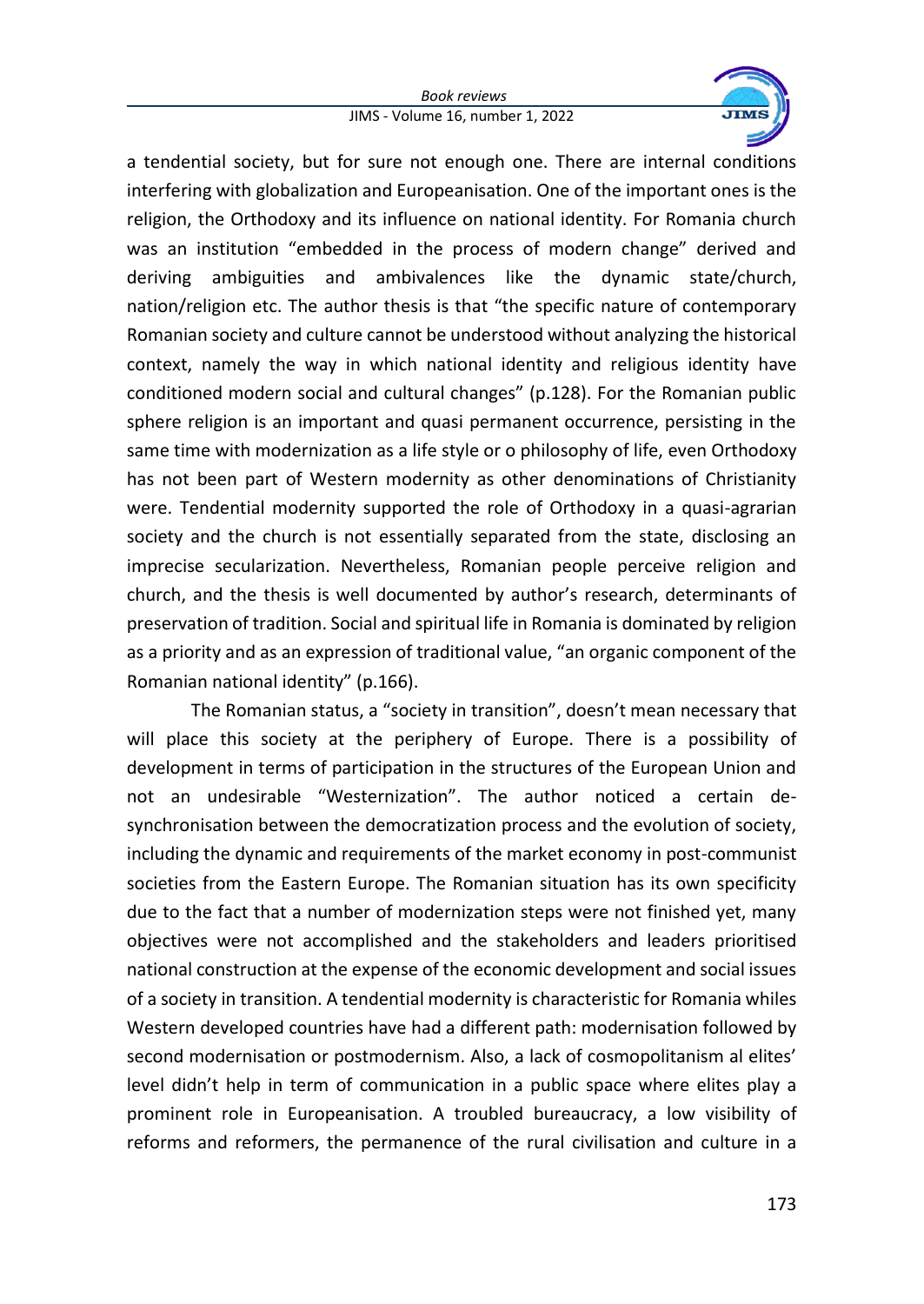a tendential society, but for sure not enough one. There are internal conditions interfering with globalization and Europeanisation. One of the important ones is the religion, the Orthodoxy and its influence on national identity. For Romania church was an institution "embedded in the process of modern change" derived and deriving ambiguities and ambivalences like the dynamic state/church, nation/religion etc. The author thesis is that "the specific nature of contemporary Romanian society and culture cannot be understood without analyzing the historical context, namely the way in which national identity and religious identity have conditioned modern social and cultural changes" (p.128). For the Romanian public sphere religion is an important and quasi permanent occurrence, persisting in the same time with modernization as a life style or o philosophy of life, even Orthodoxy has not been part of Western modernity as other denominations of Christianity were. Tendential modernity supported the role of Orthodoxy in a quasi-agrarian society and the church is not essentially separated from the state, disclosing an imprecise secularization. Nevertheless, Romanian people perceive religion and church, and the thesis is well documented by author's research, determinants of preservation of tradition. Social and spiritual life in Romania is dominated by religion as a priority and as an expression of traditional value, "an organic component of the Romanian national identity" (p.166).

The Romanian status, a "society in transition", doesn't mean necessary that will place this society at the periphery of Europe. There is a possibility of development in terms of participation in the structures of the European Union and not an undesirable "Westernization". The author noticed a certain de-synchronisation between the democratization process and the evolution of society, including the dynamic and requirements of the market economy in post-communist societies from the Eastern Europe. The Romanian situation has its own specificity due to the fact that a number of modernization steps were not finished yet, many objectives were not accomplished and the stakeholders and leaders prioritised national construction at the expense of the economic development and social issues of a society in transition. A tendential modernity is characteristic for Romania whiles Western developed countries have had a different path: modernisation followed by second modernisation or postmodernism. Also, a lack of cosmopolitanism al elites' level didn't help in term of communication in a public space where elites play a prominent role in Europeanisation. A troubled bureaucracy, a low visibility of reforms and reformers, the permanence of the rural civilisation and culture in a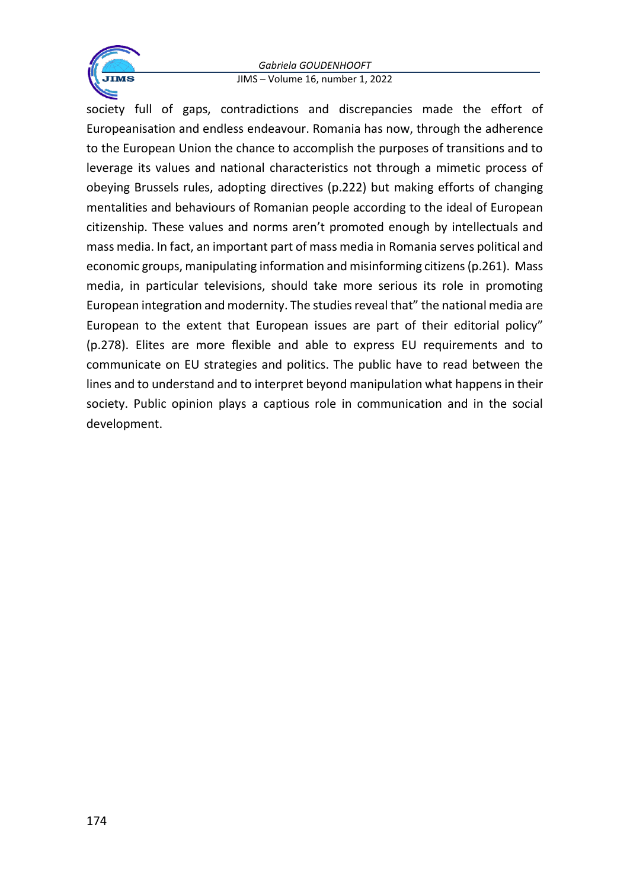society full of gaps, contradictions and discrepancies made the effort of Europeanisation and endless endeavour. Romania has now, through the adherence to the European Union the chance to accomplish the purposes of transitions and to leverage its values and national characteristics not through a mimetic process of obeying Brussels rules, adopting directives (p.222) but making efforts of changing mentalities and behaviours of Romanian people according to the ideal of European citizenship. These values and norms aren't promoted enough by intellectuals and mass media. In fact, an important part of mass media in Romania serves political and economic groups, manipulating information and misinforming citizens (p.261). Mass media, in particular televisions, should take more serious its role in promoting European integration and modernity. The studies reveal that" the national media are European to the extent that European issues are part of their editorial policy" (p.278). Elites are more flexible and able to express EU requirements and to communicate on EU strategies and politics. The public have to read between the lines and to understand and to interpret beyond manipulation what happens in their society. Public opinion plays a captious role in communication and in the social development.